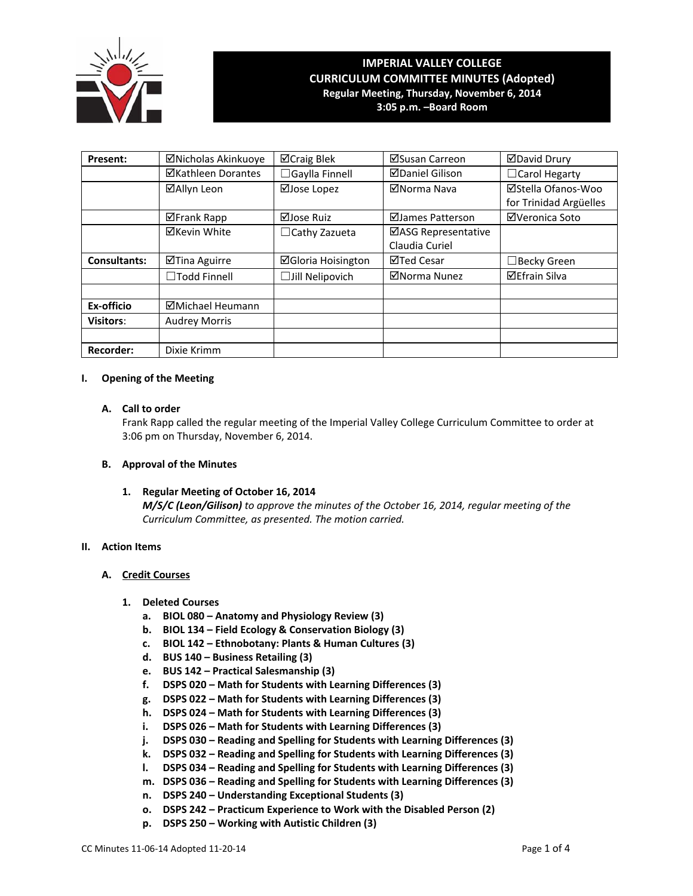# IMPERIAL VALLEY COLLEGE
## CURRICULUM COMMITTEE MINUTES (Adopted)
### Regular Meeting, Thursday, November 6, 2014
### 3:05 p.m. –Board Room

| Present: | ☑Nicholas Akinkuoye | ☑Craig Blek | ☑Susan Carreon | ☑David Drury |
|---|---|---|---|---|
| | ☑Kathleen Dorantes | ☐Gaylla Finnell | ☑Daniel Gilison | ☐Carol Hegarty |
| | ☑Allyn Leon | ☑Jose Lopez | ☑Norma Nava | ☑Stella Ofanos-Woo for Trinidad Argüelles |
| | ☑Frank Rapp | ☑Jose Ruiz | ☑James Patterson | ☑Veronica Soto |
| | ☑Kevin White | ☐Cathy Zazueta | ☑ASG Representative Claudia Curiel | |
| Consultants: | ☑Tina Aguirre | ☑Gloria Hoisington | ☑Ted Cesar | ☐Becky Green |
| | ☐Todd Finnell | ☐Jill Nelipovich | ☑Norma Nunez | ☑Efrain Silva |
| | | | | |
| Ex-officio | ☑Michael Heumann | | | |
| Visitors: | Audrey Morris | | | |
| | | | | |
| Recorder: | Dixie Krimm | | | |

**I. Opening of the Meeting**

**A. Call to order**

Frank Rapp called the regular meeting of the Imperial Valley College Curriculum Committee to order at 3:06 pm on Thursday, November 6, 2014.

**B. Approval of the Minutes**

**1. Regular Meeting of October 16, 2014**

***M/S/C (Leon/Gilison)*** *to approve the minutes of the October 16, 2014, regular meeting of the Curriculum Committee, as presented. The motion carried.*

**II. Action Items**

**A. Credit Courses**

**1. Deleted Courses**

- **a. BIOL 080 – Anatomy and Physiology Review (3)**
- **b. BIOL 134 – Field Ecology & Conservation Biology (3)**
- **c. BIOL 142 – Ethnobotany: Plants & Human Cultures (3)**
- **d. BUS 140 – Business Retailing (3)**
- **e. BUS 142 – Practical Salesmanship (3)**
- **f. DSPS 020 – Math for Students with Learning Differences (3)**
- **g. DSPS 022 – Math for Students with Learning Differences (3)**
- **h. DSPS 024 – Math for Students with Learning Differences (3)**
- **i. DSPS 026 – Math for Students with Learning Differences (3)**
- **j. DSPS 030 – Reading and Spelling for Students with Learning Differences (3)**
- **k. DSPS 032 – Reading and Spelling for Students with Learning Differences (3)**
- **l. DSPS 034 – Reading and Spelling for Students with Learning Differences (3)**
- **m. DSPS 036 – Reading and Spelling for Students with Learning Differences (3)**
- **n. DSPS 240 – Understanding Exceptional Students (3)**
- **o. DSPS 242 – Practicum Experience to Work with the Disabled Person (2)**
- **p. DSPS 250 – Working with Autistic Children (3)**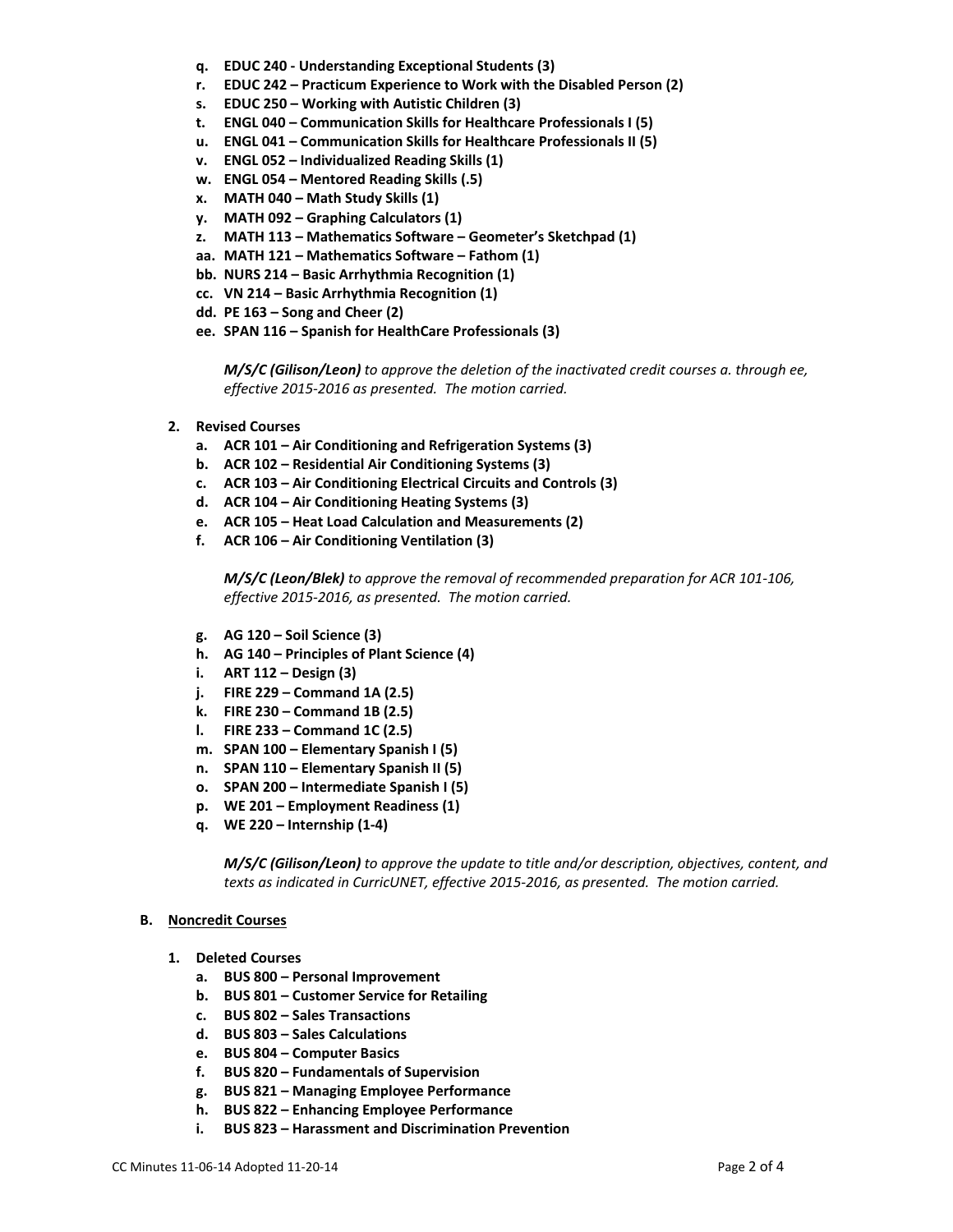- **q. EDUC 240 - Understanding Exceptional Students (3)**
- **r. EDUC 242 – Practicum Experience to Work with the Disabled Person (2)**
- **s. EDUC 250 – Working with Autistic Children (3)**
- **t. ENGL 040 – Communication Skills for Healthcare Professionals I (5)**
- **u. ENGL 041 – Communication Skills for Healthcare Professionals II (5)**
- **v. ENGL 052 – Individualized Reading Skills (1)**
- **w. ENGL 054 – Mentored Reading Skills (.5)**
- **x. MATH 040 – Math Study Skills (1)**
- **y. MATH 092 – Graphing Calculators (1)**
- **z. MATH 113 – Mathematics Software – Geometer's Sketchpad (1)**
- **aa. MATH 121 – Mathematics Software – Fathom (1)**
- **bb. NURS 214 – Basic Arrhythmia Recognition (1)**
- **cc. VN 214 – Basic Arrhythmia Recognition (1)**
- **dd. PE 163 – Song and Cheer (2)**
- **ee. SPAN 116 – Spanish for HealthCare Professionals (3)**

***M/S/C (Gilison/Leon)*** *to approve the deletion of the inactivated credit courses a. through ee, effective 2015-2016 as presented. The motion carried.*

**2. Revised Courses**

- **a. ACR 101 – Air Conditioning and Refrigeration Systems (3)**
- **b. ACR 102 – Residential Air Conditioning Systems (3)**
- **c. ACR 103 – Air Conditioning Electrical Circuits and Controls (3)**
- **d. ACR 104 – Air Conditioning Heating Systems (3)**
- **e. ACR 105 – Heat Load Calculation and Measurements (2)**
- **f. ACR 106 – Air Conditioning Ventilation (3)**

***M/S/C (Leon/Blek)*** *to approve the removal of recommended preparation for ACR 101-106, effective 2015-2016, as presented. The motion carried.*

- **g. AG 120 – Soil Science (3)**
- **h. AG 140 – Principles of Plant Science (4)**
- **i. ART 112 – Design (3)**
- **j. FIRE 229 – Command 1A (2.5)**
- **k. FIRE 230 – Command 1B (2.5)**
- **l. FIRE 233 – Command 1C (2.5)**
- **m. SPAN 100 – Elementary Spanish I (5)**
- **n. SPAN 110 – Elementary Spanish II (5)**
- **o. SPAN 200 – Intermediate Spanish I (5)**
- **p. WE 201 – Employment Readiness (1)**
- **q. WE 220 – Internship (1-4)**

***M/S/C (Gilison/Leon)*** *to approve the update to title and/or description, objectives, content, and texts as indicated in CurricUNET, effective 2015-2016, as presented. The motion carried.*

**B. Noncredit Courses**

**1. Deleted Courses**

- **a. BUS 800 – Personal Improvement**
- **b. BUS 801 – Customer Service for Retailing**
- **c. BUS 802 – Sales Transactions**
- **d. BUS 803 – Sales Calculations**
- **e. BUS 804 – Computer Basics**
- **f. BUS 820 – Fundamentals of Supervision**
- **g. BUS 821 – Managing Employee Performance**
- **h. BUS 822 – Enhancing Employee Performance**
- **i. BUS 823 – Harassment and Discrimination Prevention**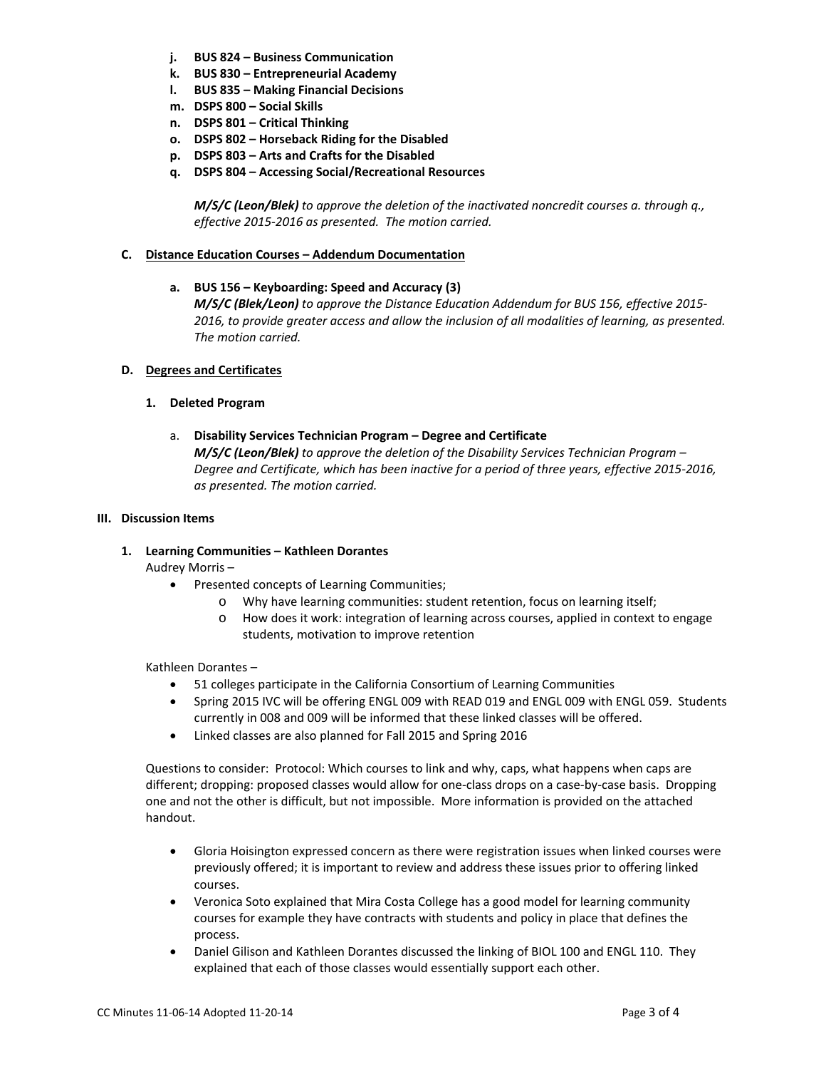- **j. BUS 824 – Business Communication**
- **k. BUS 830 – Entrepreneurial Academy**
- **l. BUS 835 – Making Financial Decisions**
- **m. DSPS 800 – Social Skills**
- **n. DSPS 801 – Critical Thinking**
- **o. DSPS 802 – Horseback Riding for the Disabled**
- **p. DSPS 803 – Arts and Crafts for the Disabled**
- **q. DSPS 804 – Accessing Social/Recreational Resources**

***M/S/C (Leon/Blek)*** *to approve the deletion of the inactivated noncredit courses a. through q., effective 2015-2016 as presented. The motion carried.*

**C. <u>Distance Education Courses – Addendum Documentation</u>**

**a. BUS 156 – Keyboarding: Speed and Accuracy (3)**
***M/S/C (Blek/Leon)*** *to approve the Distance Education Addendum for BUS 156, effective 2015-2016, to provide greater access and allow the inclusion of all modalities of learning, as presented. The motion carried.*

**D. <u>Degrees and Certificates</u>**

**1. Deleted Program**

a. **Disability Services Technician Program – Degree and Certificate**
***M/S/C (Leon/Blek)*** *to approve the deletion of the Disability Services Technician Program – Degree and Certificate, which has been inactive for a period of three years, effective 2015-2016, as presented. The motion carried.*

**III. Discussion Items**

**1. Learning Communities – Kathleen Dorantes**

Audrey Morris –

- Presented concepts of Learning Communities;
  - Why have learning communities: student retention, focus on learning itself;
  - How does it work: integration of learning across courses, applied in context to engage students, motivation to improve retention

Kathleen Dorantes –

- 51 colleges participate in the California Consortium of Learning Communities
- Spring 2015 IVC will be offering ENGL 009 with READ 019 and ENGL 009 with ENGL 059. Students currently in 008 and 009 will be informed that these linked classes will be offered.
- Linked classes are also planned for Fall 2015 and Spring 2016

Questions to consider: Protocol: Which courses to link and why, caps, what happens when caps are different; dropping: proposed classes would allow for one-class drops on a case-by-case basis. Dropping one and not the other is difficult, but not impossible. More information is provided on the attached handout.

- Gloria Hoisington expressed concern as there were registration issues when linked courses were previously offered; it is important to review and address these issues prior to offering linked courses.
- Veronica Soto explained that Mira Costa College has a good model for learning community courses for example they have contracts with students and policy in place that defines the process.
- Daniel Gilison and Kathleen Dorantes discussed the linking of BIOL 100 and ENGL 110. They explained that each of those classes would essentially support each other.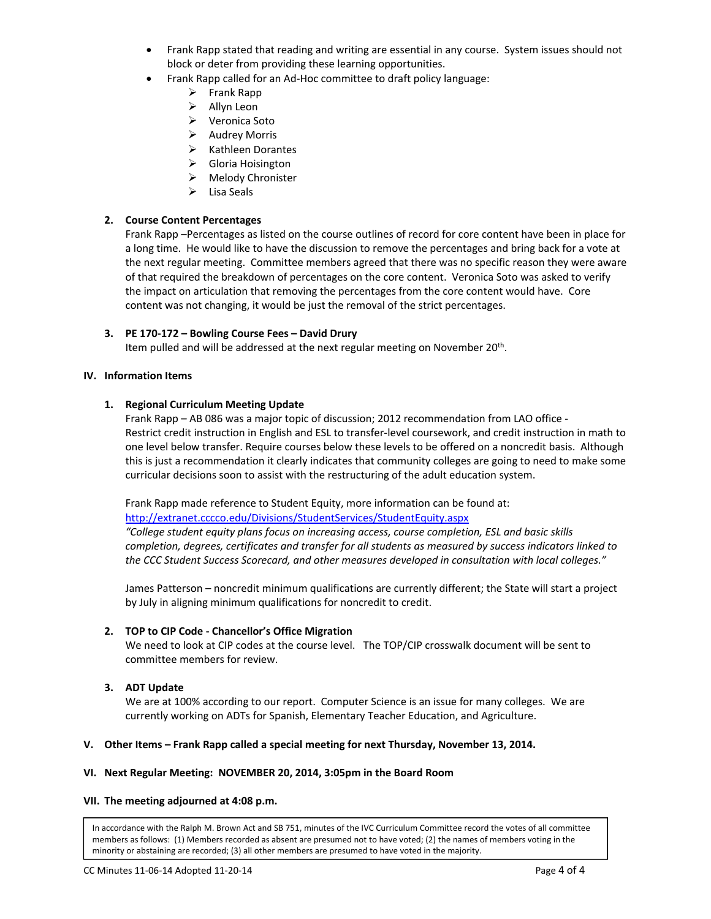- Frank Rapp stated that reading and writing are essential in any course. System issues should not block or deter from providing these learning opportunities.
- Frank Rapp called for an Ad-Hoc committee to draft policy language:
    - Frank Rapp
    - Allyn Leon
    - Veronica Soto
    - Audrey Morris
    - Kathleen Dorantes
    - Gloria Hoisington
    - Melody Chronister
    - Lisa Seals

**2. Course Content Percentages**

Frank Rapp –Percentages as listed on the course outlines of record for core content have been in place for a long time. He would like to have the discussion to remove the percentages and bring back for a vote at the next regular meeting. Committee members agreed that there was no specific reason they were aware of that required the breakdown of percentages on the core content. Veronica Soto was asked to verify the impact on articulation that removing the percentages from the core content would have. Core content was not changing, it would be just the removal of the strict percentages.

**3. PE 170-172 – Bowling Course Fees – David Drury**

Item pulled and will be addressed at the next regular meeting on November 20th.

**IV. Information Items**

**1. Regional Curriculum Meeting Update**

Frank Rapp – AB 086 was a major topic of discussion; 2012 recommendation from LAO office - Restrict credit instruction in English and ESL to transfer-level coursework, and credit instruction in math to one level below transfer. Require courses below these levels to be offered on a noncredit basis. Although this is just a recommendation it clearly indicates that community colleges are going to need to make some curricular decisions soon to assist with the restructuring of the adult education system.

Frank Rapp made reference to Student Equity, more information can be found at: http://extranet.cccco.edu/Divisions/StudentServices/StudentEquity.aspx
*"College student equity plans focus on increasing access, course completion, ESL and basic skills completion, degrees, certificates and transfer for all students as measured by success indicators linked to the CCC Student Success Scorecard, and other measures developed in consultation with local colleges."*

James Patterson – noncredit minimum qualifications are currently different; the State will start a project by July in aligning minimum qualifications for noncredit to credit.

**2. TOP to CIP Code - Chancellor's Office Migration**

We need to look at CIP codes at the course level. The TOP/CIP crosswalk document will be sent to committee members for review.

**3. ADT Update**

We are at 100% according to our report. Computer Science is an issue for many colleges. We are currently working on ADTs for Spanish, Elementary Teacher Education, and Agriculture.

**V. Other Items – Frank Rapp called a special meeting for next Thursday, November 13, 2014.**

**VI. Next Regular Meeting: NOVEMBER 20, 2014, 3:05pm in the Board Room**

**VII. The meeting adjourned at 4:08 p.m.**

In accordance with the Ralph M. Brown Act and SB 751, minutes of the IVC Curriculum Committee record the votes of all committee members as follows: (1) Members recorded as absent are presumed not to have voted; (2) the names of members voting in the minority or abstaining are recorded; (3) all other members are presumed to have voted in the majority.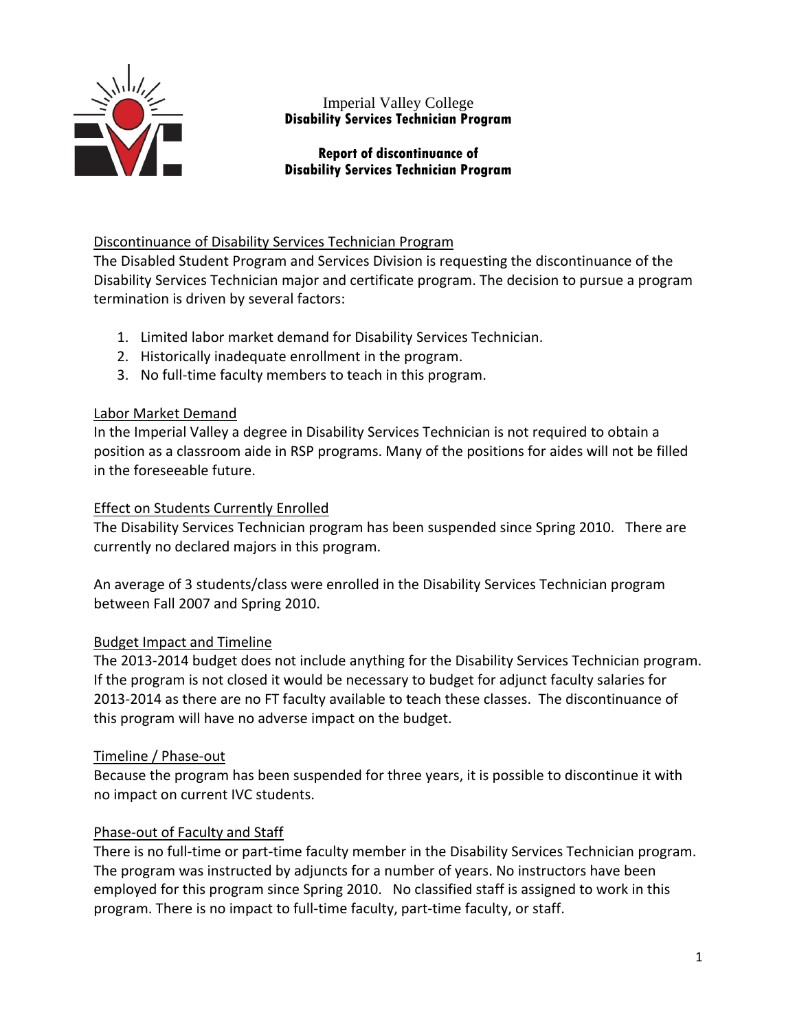Imperial Valley College
**Disability Services Technician Program**

**Report of discontinuance of Disability Services Technician Program**

## Discontinuance of Disability Services Technician Program

The Disabled Student Program and Services Division is requesting the discontinuance of the Disability Services Technician major and certificate program. The decision to pursue a program termination is driven by several factors:

1. Limited labor market demand for Disability Services Technician.
2. Historically inadequate enrollment in the program.
3. No full-time faculty members to teach in this program.

## Labor Market Demand

In the Imperial Valley a degree in Disability Services Technician is not required to obtain a position as a classroom aide in RSP programs. Many of the positions for aides will not be filled in the foreseeable future.

## Effect on Students Currently Enrolled

The Disability Services Technician program has been suspended since Spring 2010. There are currently no declared majors in this program.

An average of 3 students/class were enrolled in the Disability Services Technician program between Fall 2007 and Spring 2010.

## Budget Impact and Timeline

The 2013-2014 budget does not include anything for the Disability Services Technician program. If the program is not closed it would be necessary to budget for adjunct faculty salaries for 2013-2014 as there are no FT faculty available to teach these classes. The discontinuance of this program will have no adverse impact on the budget.

## Timeline / Phase-out

Because the program has been suspended for three years, it is possible to discontinue it with no impact on current IVC students.

## Phase-out of Faculty and Staff

There is no full-time or part-time faculty member in the Disability Services Technician program. The program was instructed by adjuncts for a number of years. No instructors have been employed for this program since Spring 2010. No classified staff is assigned to work in this program. There is no impact to full-time faculty, part-time faculty, or staff.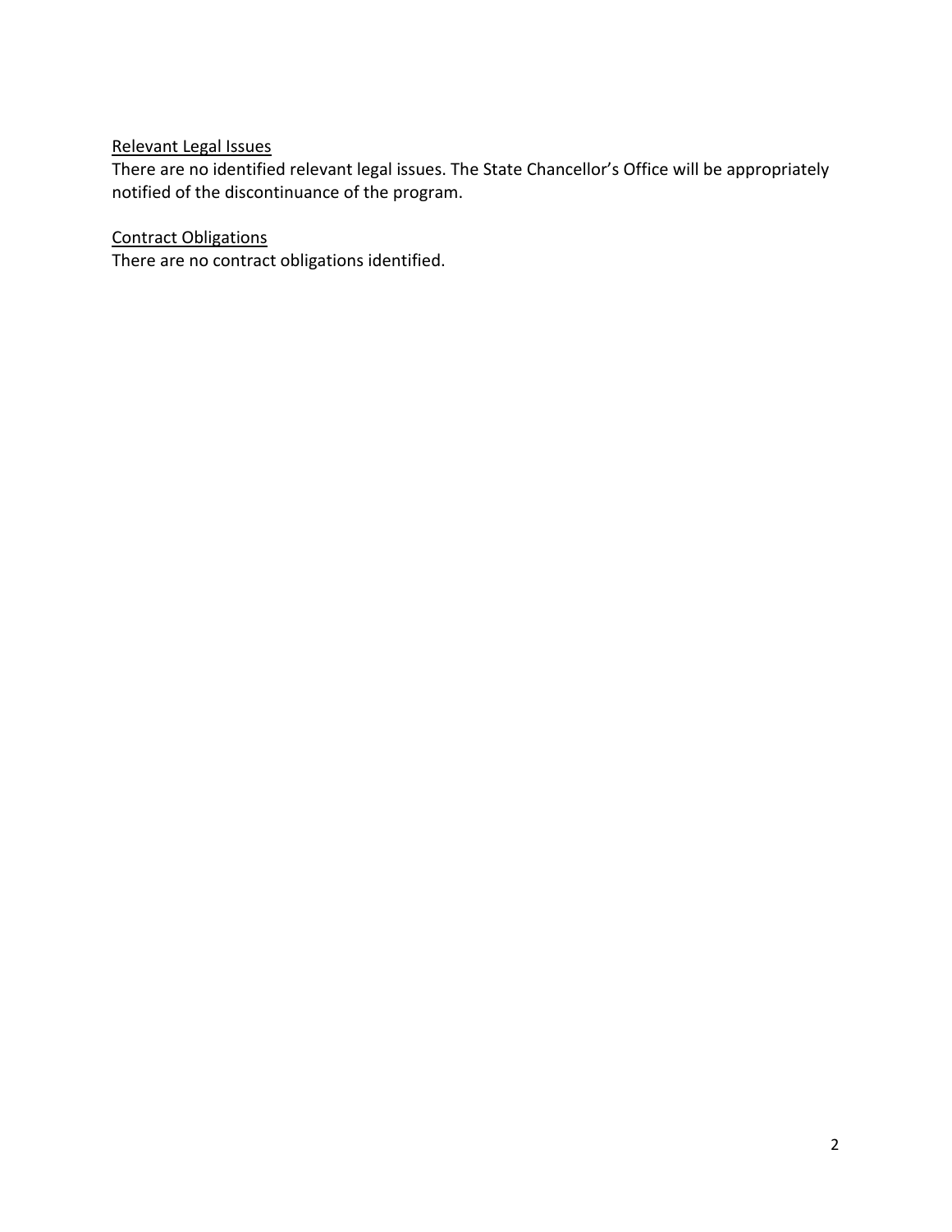Relevant Legal Issues

There are no identified relevant legal issues. The State Chancellor's Office will be appropriately notified of the discontinuance of the program.

Contract Obligations

There are no contract obligations identified.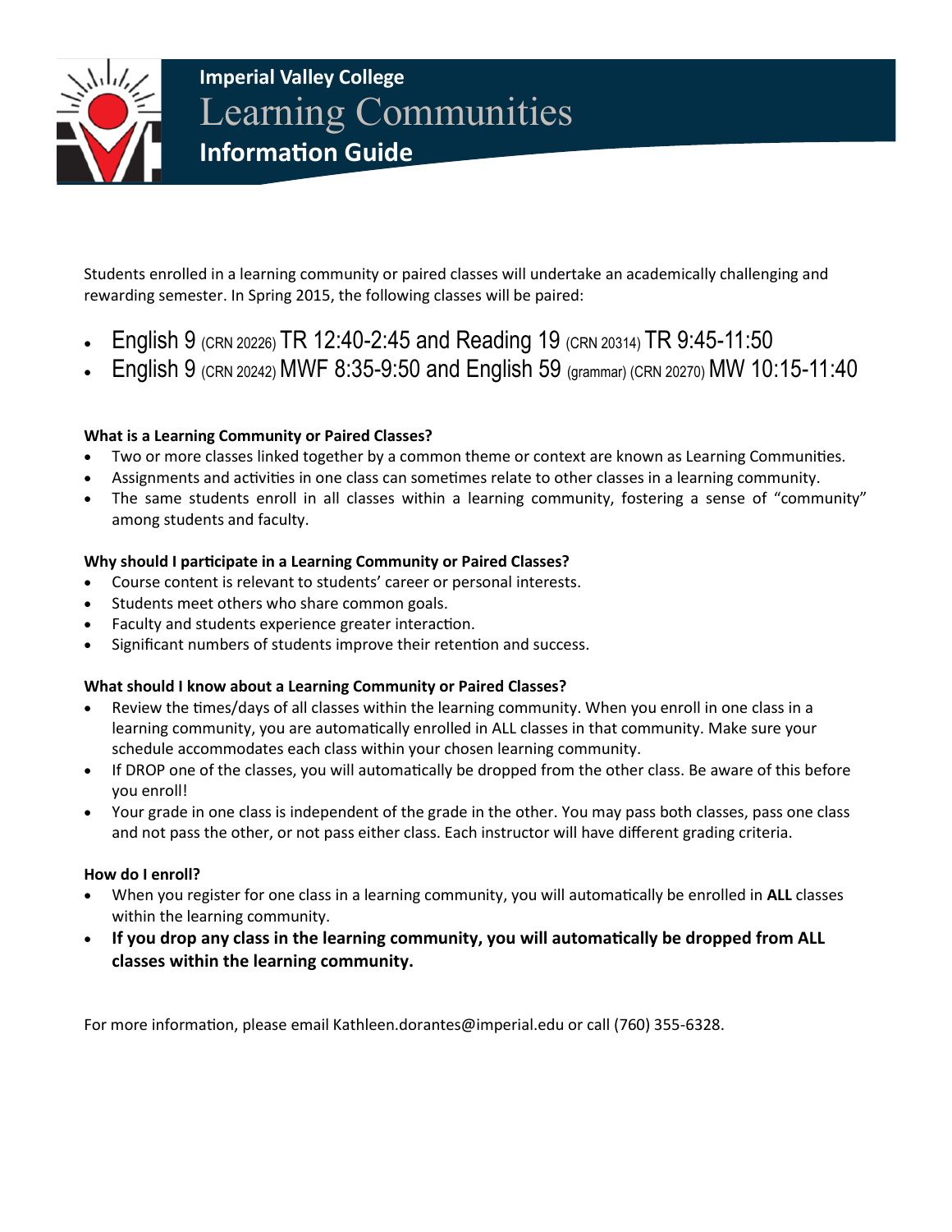**Imperial Valley College**

# Learning Communities

## Information Guide

Students enrolled in a learning community or paired classes will undertake an academically challenging and rewarding semester. In Spring 2015, the following classes will be paired:

- English 9 (CRN 20226) TR 12:40-2:45 and Reading 19 (CRN 20314) TR 9:45-11:50
- English 9 (CRN 20242) MWF 8:35-9:50 and English 59 (grammar) (CRN 20270) MW 10:15-11:40

**What is a Learning Community or Paired Classes?**

- Two or more classes linked together by a common theme or context are known as Learning Communities.
- Assignments and activities in one class can sometimes relate to other classes in a learning community.
- The same students enroll in all classes within a learning community, fostering a sense of "community" among students and faculty.

**Why should I participate in a Learning Community or Paired Classes?**

- Course content is relevant to students' career or personal interests.
- Students meet others who share common goals.
- Faculty and students experience greater interaction.
- Significant numbers of students improve their retention and success.

**What should I know about a Learning Community or Paired Classes?**

- Review the times/days of all classes within the learning community. When you enroll in one class in a learning community, you are automatically enrolled in ALL classes in that community. Make sure your schedule accommodates each class within your chosen learning community.
- If DROP one of the classes, you will automatically be dropped from the other class. Be aware of this before you enroll!
- Your grade in one class is independent of the grade in the other. You may pass both classes, pass one class and not pass the other, or not pass either class. Each instructor will have different grading criteria.

**How do I enroll?**

- When you register for one class in a learning community, you will automatically be enrolled in **ALL** classes within the learning community.
- **If you drop any class in the learning community, you will automatically be dropped from ALL classes within the learning community.**

For more information, please email Kathleen.dorantes@imperial.edu or call (760) 355-6328.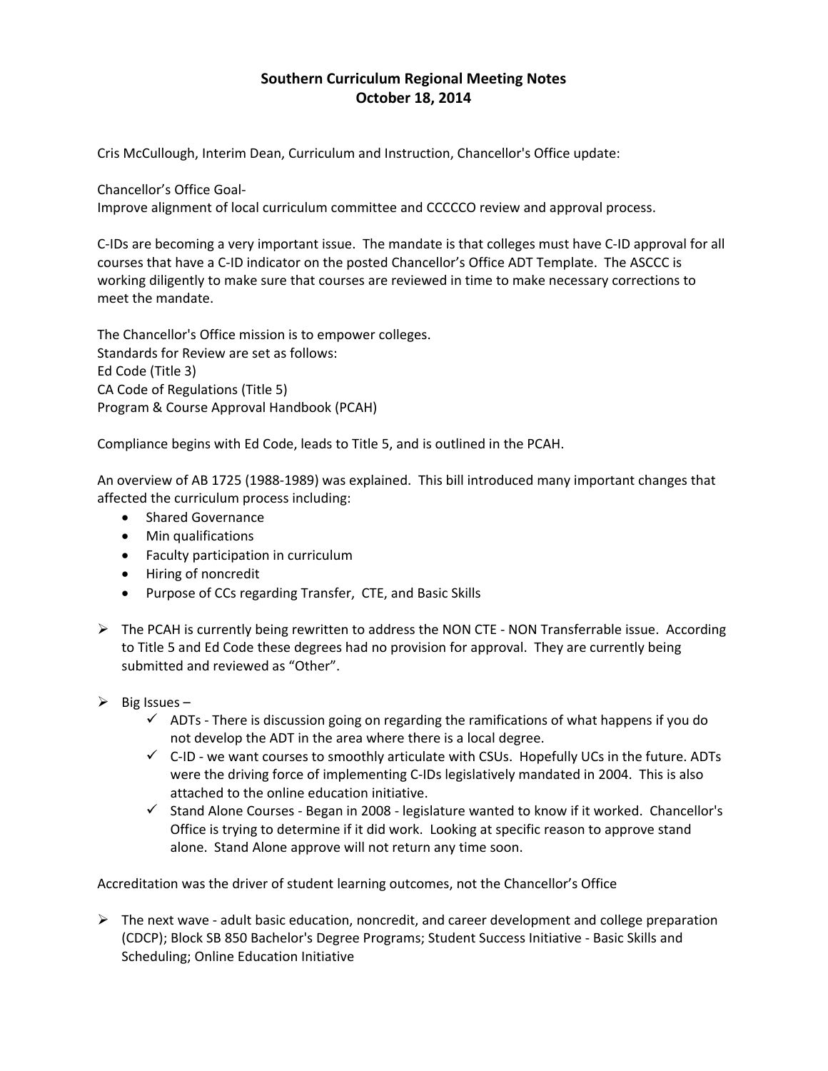# Southern Curriculum Regional Meeting Notes
## October 18, 2014

Cris McCullough, Interim Dean, Curriculum and Instruction, Chancellor's Office update:

Chancellor's Office Goal-
Improve alignment of local curriculum committee and CCCCCO review and approval process.

C-IDs are becoming a very important issue. The mandate is that colleges must have C-ID approval for all courses that have a C-ID indicator on the posted Chancellor's Office ADT Template. The ASCCC is working diligently to make sure that courses are reviewed in time to make necessary corrections to meet the mandate.

The Chancellor's Office mission is to empower colleges.
Standards for Review are set as follows:
Ed Code (Title 3)
CA Code of Regulations (Title 5)
Program & Course Approval Handbook (PCAH)

Compliance begins with Ed Code, leads to Title 5, and is outlined in the PCAH.

An overview of AB 1725 (1988-1989) was explained. This bill introduced many important changes that affected the curriculum process including:

- Shared Governance
- Min qualifications
- Faculty participation in curriculum
- Hiring of noncredit
- Purpose of CCs regarding Transfer, CTE, and Basic Skills

- The PCAH is currently being rewritten to address the NON CTE - NON Transferrable issue. According to Title 5 and Ed Code these degrees had no provision for approval. They are currently being submitted and reviewed as "Other".

- Big Issues –
  - ✓ ADTs - There is discussion going on regarding the ramifications of what happens if you do not develop the ADT in the area where there is a local degree.
  - ✓ C-ID - we want courses to smoothly articulate with CSUs. Hopefully UCs in the future. ADTs were the driving force of implementing C-IDs legislatively mandated in 2004. This is also attached to the online education initiative.
  - ✓ Stand Alone Courses - Began in 2008 - legislature wanted to know if it worked. Chancellor's Office is trying to determine if it did work. Looking at specific reason to approve stand alone. Stand Alone approve will not return any time soon.

Accreditation was the driver of student learning outcomes, not the Chancellor's Office

- The next wave - adult basic education, noncredit, and career development and college preparation (CDCP); Block SB 850 Bachelor's Degree Programs; Student Success Initiative - Basic Skills and Scheduling; Online Education Initiative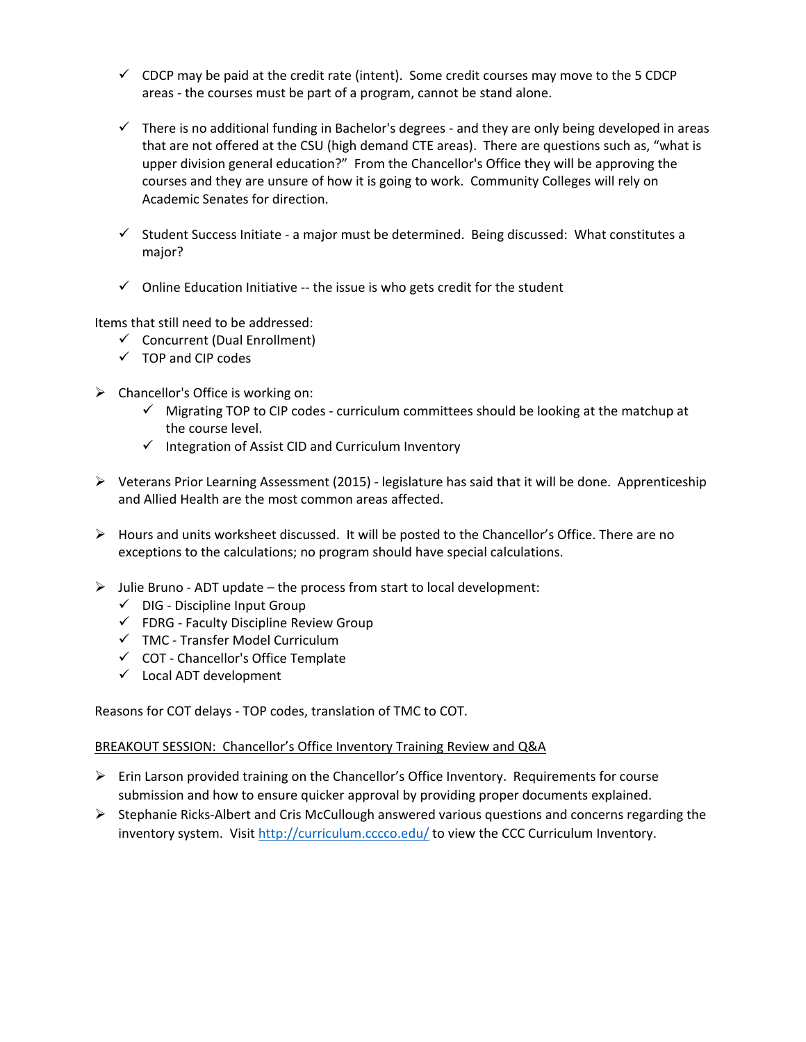- ✓ CDCP may be paid at the credit rate (intent). Some credit courses may move to the 5 CDCP areas - the courses must be part of a program, cannot be stand alone.

- ✓ There is no additional funding in Bachelor's degrees - and they are only being developed in areas that are not offered at the CSU (high demand CTE areas). There are questions such as, "what is upper division general education?" From the Chancellor's Office they will be approving the courses and they are unsure of how it is going to work. Community Colleges will rely on Academic Senates for direction.

- ✓ Student Success Initiate - a major must be determined. Being discussed: What constitutes a major?

- ✓ Online Education Initiative -- the issue is who gets credit for the student

Items that still need to be addressed:

- ✓ Concurrent (Dual Enrollment)
- ✓ TOP and CIP codes

- ➢ Chancellor's Office is working on:
  - ✓ Migrating TOP to CIP codes - curriculum committees should be looking at the matchup at the course level.
  - ✓ Integration of Assist CID and Curriculum Inventory

- ➢ Veterans Prior Learning Assessment (2015) - legislature has said that it will be done. Apprenticeship and Allied Health are the most common areas affected.

- ➢ Hours and units worksheet discussed. It will be posted to the Chancellor's Office. There are no exceptions to the calculations; no program should have special calculations.

- ➢ Julie Bruno - ADT update – the process from start to local development:
  - ✓ DIG - Discipline Input Group
  - ✓ FDRG - Faculty Discipline Review Group
  - ✓ TMC - Transfer Model Curriculum
  - ✓ COT - Chancellor's Office Template
  - ✓ Local ADT development

Reasons for COT delays - TOP codes, translation of TMC to COT.

<u>BREAKOUT SESSION: Chancellor's Office Inventory Training Review and Q&A</u>

- ➢ Erin Larson provided training on the Chancellor's Office Inventory. Requirements for course submission and how to ensure quicker approval by providing proper documents explained.
- ➢ Stephanie Ricks-Albert and Cris McCullough answered various questions and concerns regarding the inventory system. Visit [http://curriculum.cccco.edu/](http://curriculum.cccco.edu/) to view the CCC Curriculum Inventory.